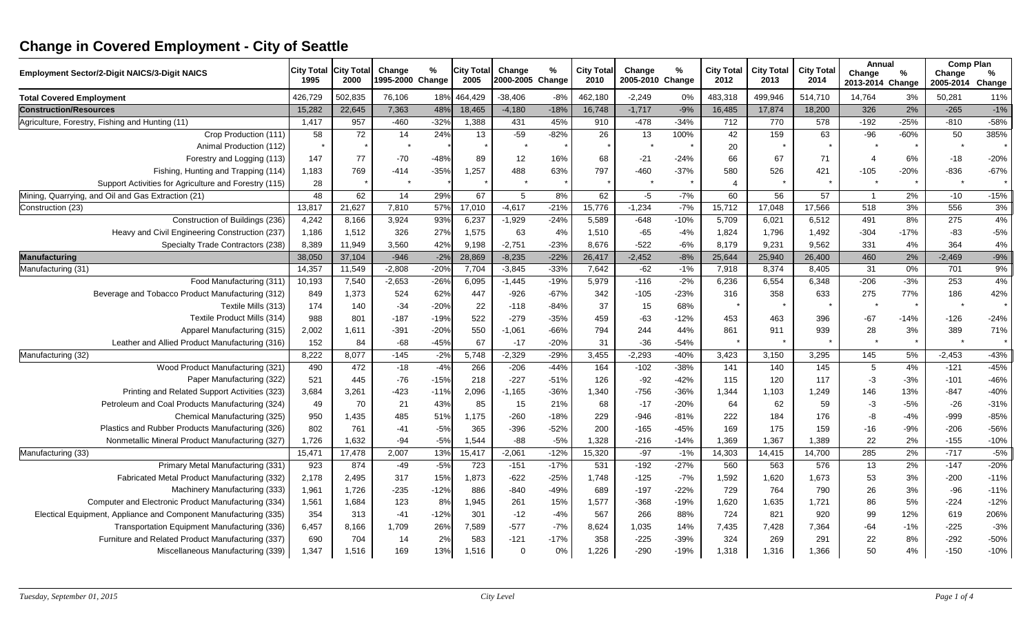# Change in Covered Employment - City of Seattle

| Employment Sector/2-Digit NAICS/3-Digit NAICS | City Total 1995 | City Total 2000 | Change 1995-2000 | % Change | City Total 2005 | Change 2000-2005 | % Change | City Total 2010 | Change 2005-2010 | % Change | City Total 2012 | City Total 2013 | City Total 2014 | Annual Change 2013-2014 | Annual % Change | Comp Plan Change 2005-2014 | Comp Plan % Change |
|---|---|---|---|---|---|---|---|---|---|---|---|---|---|---|---|---|---|
| **Total Covered Employment** | 426,729 | 502,835 | 76,106 | 18% | 464,429 | -38,406 | -8% | 462,180 | -2,249 | 0% | 483,318 | 499,946 | 514,710 | 14,764 | 3% | 50,281 | 11% |
| **Construction/Resources** | 15,282 | 22,645 | 7,363 | 48% | 18,465 | -4,180 | -18% | 16,748 | -1,717 | -9% | 16,485 | 17,874 | 18,200 | 326 | 2% | -265 | -1% |
| Agriculture, Forestry, Fishing and Hunting (11) | 1,417 | 957 | -460 | -32% | 1,388 | 431 | 45% | 910 | -478 | -34% | 712 | 770 | 578 | -192 | -25% | -810 | -58% |
| Crop Production (111) | 58 | 72 | 14 | 24% | 13 | -59 | -82% | 26 | 13 | 100% | 42 | 159 | 63 | -96 | -60% | 50 | 385% |
| Animal Production (112) | * | * | * | * | * | * | * | * | * | * | 20 | * | * | * | * | * | * |
| Forestry and Logging (113) | 147 | 77 | -70 | -48% | 89 | 12 | 16% | 68 | -21 | -24% | 66 | 67 | 71 | 4 | 6% | -18 | -20% |
| Fishing, Hunting and Trapping (114) | 1,183 | 769 | -414 | -35% | 1,257 | 488 | 63% | 797 | -460 | -37% | 580 | 526 | 421 | -105 | -20% | -836 | -67% |
| Support Activities for Agriculture and Forestry (115) | 28 | * | * | * | * | * | * | * | * | * | 4 | * | * | * | * | * | * |
| Mining, Quarrying, and Oil and Gas Extraction (21) | 48 | 62 | 14 | 29% | 67 | 5 | 8% | 62 | -5 | -7% | 60 | 56 | 57 | 1 | 2% | -10 | -15% |
| Construction (23) | 13,817 | 21,627 | 7,810 | 57% | 17,010 | -4,617 | -21% | 15,776 | -1,234 | -7% | 15,712 | 17,048 | 17,566 | 518 | 3% | 556 | 3% |
| Construction of Buildings (236) | 4,242 | 8,166 | 3,924 | 93% | 6,237 | -1,929 | -24% | 5,589 | -648 | -10% | 5,709 | 6,021 | 6,512 | 491 | 8% | 275 | 4% |
| Heavy and Civil Engineering Construction (237) | 1,186 | 1,512 | 326 | 27% | 1,575 | 63 | 4% | 1,510 | -65 | -4% | 1,824 | 1,796 | 1,492 | -304 | -17% | -83 | -5% |
| Specialty Trade Contractors (238) | 8,389 | 11,949 | 3,560 | 42% | 9,198 | -2,751 | -23% | 8,676 | -522 | -6% | 8,179 | 9,231 | 9,562 | 331 | 4% | 364 | 4% |
| **Manufacturing** | 38,050 | 37,104 | -946 | -2% | 28,869 | -8,235 | -22% | 26,417 | -2,452 | -8% | 25,644 | 25,940 | 26,400 | 460 | 2% | -2,469 | -9% |
| Manufacturing (31) | 14,357 | 11,549 | -2,808 | -20% | 7,704 | -3,845 | -33% | 7,642 | -62 | -1% | 7,918 | 8,374 | 8,405 | 31 | 0% | 701 | 9% |
| Food Manufacturing (311) | 10,193 | 7,540 | -2,653 | -26% | 6,095 | -1,445 | -19% | 5,979 | -116 | -2% | 6,236 | 6,554 | 6,348 | -206 | -3% | 253 | 4% |
| Beverage and Tobacco Product Manufacturing (312) | 849 | 1,373 | 524 | 62% | 447 | -926 | -67% | 342 | -105 | -23% | 316 | 358 | 633 | 275 | 77% | 186 | 42% |
| Textile Mills (313) | 174 | 140 | -34 | -20% | 22 | -118 | -84% | 37 | 15 | 68% | * | * | * | * | * | * | * |
| Textile Product Mills (314) | 988 | 801 | -187 | -19% | 522 | -279 | -35% | 459 | -63 | -12% | 453 | 463 | 396 | -67 | -14% | -126 | -24% |
| Apparel Manufacturing (315) | 2,002 | 1,611 | -391 | -20% | 550 | -1,061 | -66% | 794 | 244 | 44% | 861 | 911 | 939 | 28 | 3% | 389 | 71% |
| Leather and Allied Product Manufacturing (316) | 152 | 84 | -68 | -45% | 67 | -17 | -20% | 31 | -36 | -54% | * | * | * | * | * | * | * |
| Manufacturing (32) | 8,222 | 8,077 | -145 | -2% | 5,748 | -2,329 | -29% | 3,455 | -2,293 | -40% | 3,423 | 3,150 | 3,295 | 145 | 5% | -2,453 | -43% |
| Wood Product Manufacturing (321) | 490 | 472 | -18 | -4% | 266 | -206 | -44% | 164 | -102 | -38% | 141 | 140 | 145 | 5 | 4% | -121 | -45% |
| Paper Manufacturing (322) | 521 | 445 | -76 | -15% | 218 | -227 | -51% | 126 | -92 | -42% | 115 | 120 | 117 | -3 | -3% | -101 | -46% |
| Printing and Related Support Activities (323) | 3,684 | 3,261 | -423 | -11% | 2,096 | -1,165 | -36% | 1,340 | -756 | -36% | 1,344 | 1,103 | 1,249 | 146 | 13% | -847 | -40% |
| Petroleum and Coal Products Manufacturing (324) | 49 | 70 | 21 | 43% | 85 | 15 | 21% | 68 | -17 | -20% | 64 | 62 | 59 | -3 | -5% | -26 | -31% |
| Chemical Manufacturing (325) | 950 | 1,435 | 485 | 51% | 1,175 | -260 | -18% | 229 | -946 | -81% | 222 | 184 | 176 | -8 | -4% | -999 | -85% |
| Plastics and Rubber Products Manufacturing (326) | 802 | 761 | -41 | -5% | 365 | -396 | -52% | 200 | -165 | -45% | 169 | 175 | 159 | -16 | -9% | -206 | -56% |
| Nonmetallic Mineral Product Manufacturing (327) | 1,726 | 1,632 | -94 | -5% | 1,544 | -88 | -5% | 1,328 | -216 | -14% | 1,369 | 1,367 | 1,389 | 22 | 2% | -155 | -10% |
| Manufacturing (33) | 15,471 | 17,478 | 2,007 | 13% | 15,417 | -2,061 | -12% | 15,320 | -97 | -1% | 14,303 | 14,415 | 14,700 | 285 | 2% | -717 | -5% |
| Primary Metal Manufacturing (331) | 923 | 874 | -49 | -5% | 723 | -151 | -17% | 531 | -192 | -27% | 560 | 563 | 576 | 13 | 2% | -147 | -20% |
| Fabricated Metal Product Manufacturing (332) | 2,178 | 2,495 | 317 | 15% | 1,873 | -622 | -25% | 1,748 | -125 | -7% | 1,592 | 1,620 | 1,673 | 53 | 3% | -200 | -11% |
| Machinery Manufacturing (333) | 1,961 | 1,726 | -235 | -12% | 886 | -840 | -49% | 689 | -197 | -22% | 729 | 764 | 790 | 26 | 3% | -96 | -11% |
| Computer and Electronic Product Manufacturing (334) | 1,561 | 1,684 | 123 | 8% | 1,945 | 261 | 15% | 1,577 | -368 | -19% | 1,620 | 1,635 | 1,721 | 86 | 5% | -224 | -12% |
| Electical Equipment, Appliance and Component Manufacturing (335) | 354 | 313 | -41 | -12% | 301 | -12 | -4% | 567 | 266 | 88% | 724 | 821 | 920 | 99 | 12% | 619 | 206% |
| Transportation Equipment Manufacturing (336) | 6,457 | 8,166 | 1,709 | 26% | 7,589 | -577 | -7% | 8,624 | 1,035 | 14% | 7,435 | 7,428 | 7,364 | -64 | -1% | -225 | -3% |
| Furniture and Related Product Manufacturing (337) | 690 | 704 | 14 | 2% | 583 | -121 | -17% | 358 | -225 | -39% | 324 | 269 | 291 | 22 | 8% | -292 | -50% |
| Miscellaneous Manufacturing (339) | 1,347 | 1,516 | 169 | 13% | 1,516 | 0 | 0% | 1,226 | -290 | -19% | 1,318 | 1,316 | 1,366 | 50 | 4% | -150 | -10% |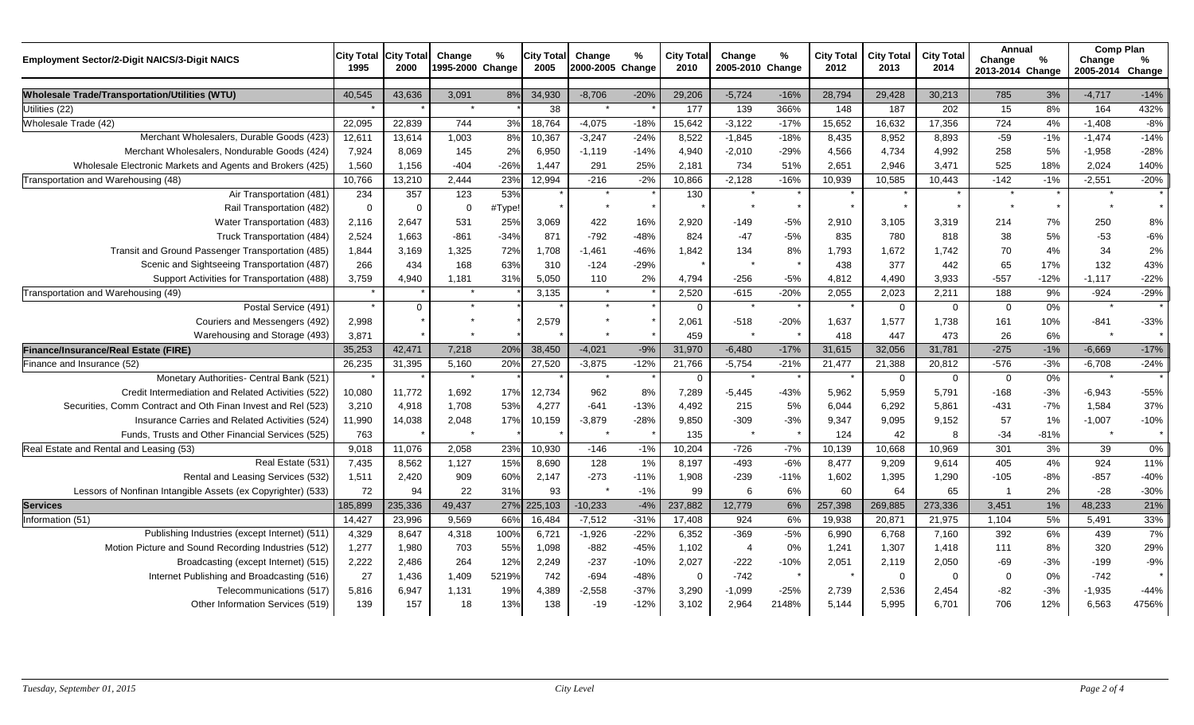| Employment Sector/2-Digit NAICS/3-Digit NAICS | City Total 1995 | City Total 2000 | Change 1995-2000 | % Change | City Total 2005 | Change 2000-2005 | % Change | City Total 2010 | Change 2005-2010 | % Change | City Total 2012 | City Total 2013 | City Total 2014 | Annual Change 2013-2014 | Annual % Change | Comp Plan Change 2005-2014 | Comp Plan % Change |
|---|---|---|---|---|---|---|---|---|---|---|---|---|---|---|---|---|---|
| **Wholesale Trade/Transportation/Utilities (WTU)** | 40,545 | 43,636 | 3,091 | 8% | 34,930 | -8,706 | -20% | 29,206 | -5,724 | -16% | 28,794 | 29,428 | 30,213 | 785 | 3% | -4,717 | -14% |
| Utilities (22) | * | * | * | * | 38 | * | * | 177 | 139 | 366% | 148 | 187 | 202 | 15 | 8% | 164 | 432% |
| Wholesale Trade (42) | 22,095 | 22,839 | 744 | 3% | 18,764 | -4,075 | -18% | 15,642 | -3,122 | -17% | 15,652 | 16,632 | 17,356 | 724 | 4% | -1,408 | -8% |
| Merchant Wholesalers, Durable Goods (423) | 12,611 | 13,614 | 1,003 | 8% | 10,367 | -3,247 | -24% | 8,522 | -1,845 | -18% | 8,435 | 8,952 | 8,893 | -59 | -1% | -1,474 | -14% |
| Merchant Wholesalers, Nondurable Goods (424) | 7,924 | 8,069 | 145 | 2% | 6,950 | -1,119 | -14% | 4,940 | -2,010 | -29% | 4,566 | 4,734 | 4,992 | 258 | 5% | -1,958 | -28% |
| Wholesale Electronic Markets and Agents and Brokers (425) | 1,560 | 1,156 | -404 | -26% | 1,447 | 291 | 25% | 2,181 | 734 | 51% | 2,651 | 2,946 | 3,471 | 525 | 18% | 2,024 | 140% |
| Transportation and Warehousing (48) | 10,766 | 13,210 | 2,444 | 23% | 12,994 | -216 | -2% | 10,866 | -2,128 | -16% | 10,939 | 10,585 | 10,443 | -142 | -1% | -2,551 | -20% |
| Air Transportation (481) | 234 | 357 | 123 | 53% | * | * | * | 130 | * | * | * | * | * | * | * | * | * |
| Rail Transportation (482) | 0 | 0 | 0 | #Type! | * | * | * | * | * | * | * | * | * | * | * | * | * |
| Water Transportation (483) | 2,116 | 2,647 | 531 | 25% | 3,069 | 422 | 16% | 2,920 | -149 | -5% | 2,910 | 3,105 | 3,319 | 214 | 7% | 250 | 8% |
| Truck Transportation (484) | 2,524 | 1,663 | -861 | -34% | 871 | -792 | -48% | 824 | -47 | -5% | 835 | 780 | 818 | 38 | 5% | -53 | -6% |
| Transit and Ground Passenger Transportation (485) | 1,844 | 3,169 | 1,325 | 72% | 1,708 | -1,461 | -46% | 1,842 | 134 | 8% | 1,793 | 1,672 | 1,742 | 70 | 4% | 34 | 2% |
| Scenic and Sightseeing Transportation (487) | 266 | 434 | 168 | 63% | 310 | -124 | -29% | * | * | * | 438 | 377 | 442 | 65 | 17% | 132 | 43% |
| Support Activities for Transportation (488) | 3,759 | 4,940 | 1,181 | 31% | 5,050 | 110 | 2% | 4,794 | -256 | -5% | 4,812 | 4,490 | 3,933 | -557 | -12% | -1,117 | -22% |
| Transportation and Warehousing (49) | * | * | * | * | 3,135 | * | * | 2,520 | -615 | -20% | 2,055 | 2,023 | 2,211 | 188 | 9% | -924 | -29% |
| Postal Service (491) | * | 0 | * | * | * | * | * | 0 | * | * | * | 0 | 0 | 0 | 0% | * | * |
| Couriers and Messengers (492) | 2,998 | * | * | * | 2,579 | * | * | 2,061 | -518 | -20% | 1,637 | 1,577 | 1,738 | 161 | 10% | -841 | -33% |
| Warehousing and Storage (493) | 3,871 | * | * | * | * | * | * | 459 | * | * | 418 | 447 | 473 | 26 | 6% | * | * |
| **Finance/Insurance/Real Estate (FIRE)** | 35,253 | 42,471 | 7,218 | 20% | 38,450 | -4,021 | -9% | 31,970 | -6,480 | -17% | 31,615 | 32,056 | 31,781 | -275 | -1% | -6,669 | -17% |
| Finance and Insurance (52) | 26,235 | 31,395 | 5,160 | 20% | 27,520 | -3,875 | -12% | 21,766 | -5,754 | -21% | 21,477 | 21,388 | 20,812 | -576 | -3% | -6,708 | -24% |
| Monetary Authorities- Central Bank (521) | * | * | * | * | * | * | * | 0 | * | * | * | 0 | 0 | 0 | 0% | * | * |
| Credit Intermediation and Related Activities (522) | 10,080 | 11,772 | 1,692 | 17% | 12,734 | 962 | 8% | 7,289 | -5,445 | -43% | 5,962 | 5,959 | 5,791 | -168 | -3% | -6,943 | -55% |
| Securities, Comm Contract and Oth Finan Invest and Rel (523) | 3,210 | 4,918 | 1,708 | 53% | 4,277 | -641 | -13% | 4,492 | 215 | 5% | 6,044 | 6,292 | 5,861 | -431 | -7% | 1,584 | 37% |
| Insurance Carries and Related Activities (524) | 11,990 | 14,038 | 2,048 | 17% | 10,159 | -3,879 | -28% | 9,850 | -309 | -3% | 9,347 | 9,095 | 9,152 | 57 | 1% | -1,007 | -10% |
| Funds, Trusts and Other Financial Services (525) | 763 | * | * | * | * | * | * | 135 | * | * | 124 | 42 | 8 | -34 | -81% | * | * |
| Real Estate and Rental and Leasing (53) | 9,018 | 11,076 | 2,058 | 23% | 10,930 | -146 | -1% | 10,204 | -726 | -7% | 10,139 | 10,668 | 10,969 | 301 | 3% | 39 | 0% |
| Real Estate (531) | 7,435 | 8,562 | 1,127 | 15% | 8,690 | 128 | 1% | 8,197 | -493 | -6% | 8,477 | 9,209 | 9,614 | 405 | 4% | 924 | 11% |
| Rental and Leasing Services (532) | 1,511 | 2,420 | 909 | 60% | 2,147 | -273 | -11% | 1,908 | -239 | -11% | 1,602 | 1,395 | 1,290 | -105 | -8% | -857 | -40% |
| Lessors of Nonfinan Intangible Assets (ex Copyrighter) (533) | 72 | 94 | 22 | 31% | 93 | * | -1% | 99 | 6 | 6% | 60 | 64 | 65 | 1 | 2% | -28 | -30% |
| **Services** | 185,899 | 235,336 | 49,437 | 27% | 225,103 | -10,233 | -4% | 237,882 | 12,779 | 6% | 257,398 | 269,885 | 273,336 | 3,451 | 1% | 48,233 | 21% |
| Information (51) | 14,427 | 23,996 | 9,569 | 66% | 16,484 | -7,512 | -31% | 17,408 | 924 | 6% | 19,938 | 20,871 | 21,975 | 1,104 | 5% | 5,491 | 33% |
| Publishing Industries (except Internet) (511) | 4,329 | 8,647 | 4,318 | 100% | 6,721 | -1,926 | -22% | 6,352 | -369 | -5% | 6,990 | 6,768 | 7,160 | 392 | 6% | 439 | 7% |
| Motion Picture and Sound Recording Industries (512) | 1,277 | 1,980 | 703 | 55% | 1,098 | -882 | -45% | 1,102 | 4 | 0% | 1,241 | 1,307 | 1,418 | 111 | 8% | 320 | 29% |
| Broadcasting (except Internet) (515) | 2,222 | 2,486 | 264 | 12% | 2,249 | -237 | -10% | 2,027 | -222 | -10% | 2,051 | 2,119 | 2,050 | -69 | -3% | -199 | -9% |
| Internet Publishing and Broadcasting (516) | 27 | 1,436 | 1,409 | 5219% | 742 | -694 | -48% | 0 | -742 | * | * | 0 | 0 | 0 | 0% | -742 | * |
| Telecommunications (517) | 5,816 | 6,947 | 1,131 | 19% | 4,389 | -2,558 | -37% | 3,290 | -1,099 | -25% | 2,739 | 2,536 | 2,454 | -82 | -3% | -1,935 | -44% |
| Other Information Services (519) | 139 | 157 | 18 | 13% | 138 | -19 | -12% | 3,102 | 2,964 | 2148% | 5,144 | 5,995 | 6,701 | 706 | 12% | 6,563 | 4756% |

*Tuesday, September 01, 2015* City Level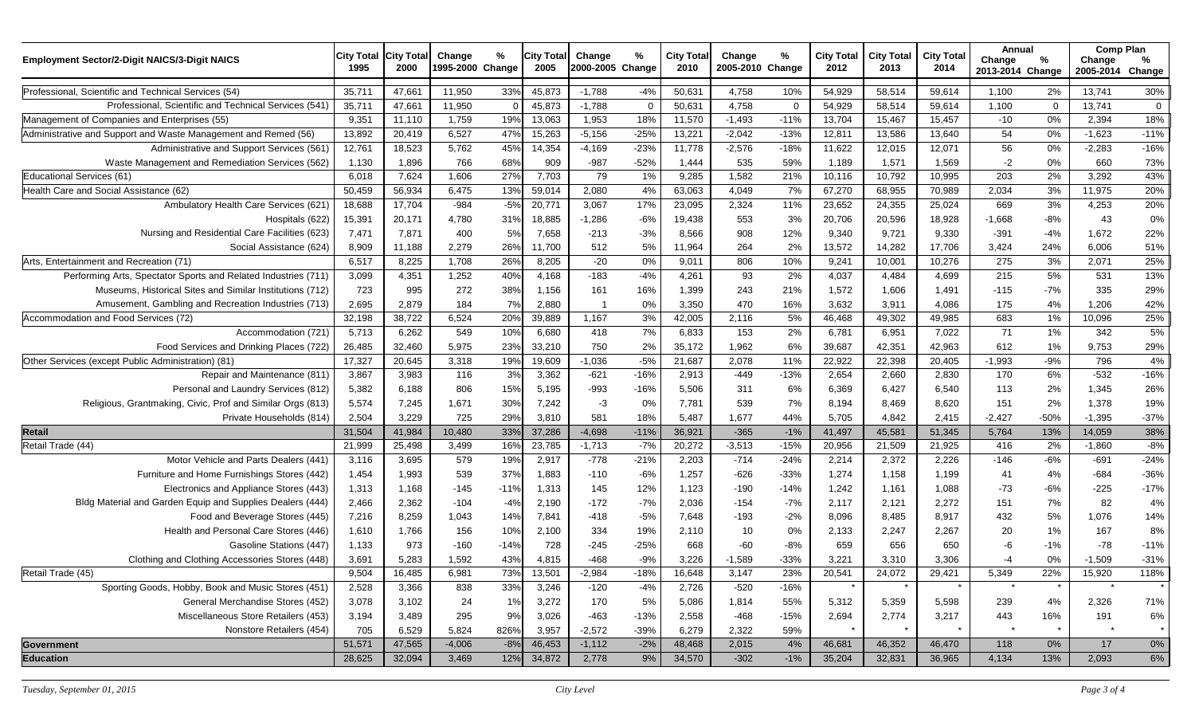| Employment Sector/2-Digit NAICS/3-Digit NAICS | City Total 1995 | City Total 2000 | Change 1995-2000 | % Change | City Total 2005 | Change 2000-2005 | % Change | City Total 2010 | Change 2005-2010 | % Change | City Total 2012 | City Total 2013 | City Total 2014 | Annual Change 2013-2014 | Annual % Change | Comp Plan Change 2005-2014 | Comp Plan % Change |
|---|---|---|---|---|---|---|---|---|---|---|---|---|---|---|---|---|---|
| Professional, Scientific and Technical Services (54) | 35,711 | 47,661 | 11,950 | 33% | 45,873 | -1,788 | -4% | 50,631 | 4,758 | 10% | 54,929 | 58,514 | 59,614 | 1,100 | 2% | 13,741 | 30% |
| Professional, Scientific and Technical Services (541) | 35,711 | 47,661 | 11,950 | 0 | 45,873 | -1,788 | 0 | 50,631 | 4,758 | 0 | 54,929 | 58,514 | 59,614 | 1,100 | 0 | 13,741 | 0 |
| Management of Companies and Enterprises (55) | 9,351 | 11,110 | 1,759 | 19% | 13,063 | 1,953 | 18% | 11,570 | -1,493 | -11% | 13,704 | 15,467 | 15,457 | -10 | 0% | 2,394 | 18% |
| Administrative and Support and Waste Management and Remed (56) | 13,892 | 20,419 | 6,527 | 47% | 15,263 | -5,156 | -25% | 13,221 | -2,042 | -13% | 12,811 | 13,586 | 13,640 | 54 | 0% | -1,623 | -11% |
| Administrative and Support Services (561) | 12,761 | 18,523 | 5,762 | 45% | 14,354 | -4,169 | -23% | 11,778 | -2,576 | -18% | 11,622 | 12,015 | 12,071 | 56 | 0% | -2,283 | -16% |
| Waste Management and Remediation Services (562) | 1,130 | 1,896 | 766 | 68% | 909 | -987 | -52% | 1,444 | 535 | 59% | 1,189 | 1,571 | 1,569 | -2 | 0% | 660 | 73% |
| Educational Services (61) | 6,018 | 7,624 | 1,606 | 27% | 7,703 | 79 | 1% | 9,285 | 1,582 | 21% | 10,116 | 10,792 | 10,995 | 203 | 2% | 3,292 | 43% |
| Health Care and Social Assistance (62) | 50,459 | 56,934 | 6,475 | 13% | 59,014 | 2,080 | 4% | 63,063 | 4,049 | 7% | 67,270 | 68,955 | 70,989 | 2,034 | 3% | 11,975 | 20% |
| Ambulatory Health Care Services (621) | 18,688 | 17,704 | -984 | -5% | 20,771 | 3,067 | 17% | 23,095 | 2,324 | 11% | 23,652 | 24,355 | 25,024 | 669 | 3% | 4,253 | 20% |
| Hospitals (622) | 15,391 | 20,171 | 4,780 | 31% | 18,885 | -1,286 | -6% | 19,438 | 553 | 3% | 20,706 | 20,596 | 18,928 | -1,668 | -8% | 43 | 0% |
| Nursing and Residential Care Facilities (623) | 7,471 | 7,871 | 400 | 5% | 7,658 | -213 | -3% | 8,566 | 908 | 12% | 9,340 | 9,721 | 9,330 | -391 | -4% | 1,672 | 22% |
| Social Assistance (624) | 8,909 | 11,188 | 2,279 | 26% | 11,700 | 512 | 5% | 11,964 | 264 | 2% | 13,572 | 14,282 | 17,706 | 3,424 | 24% | 6,006 | 51% |
| Arts, Entertainment and Recreation (71) | 6,517 | 8,225 | 1,708 | 26% | 8,205 | -20 | 0% | 9,011 | 806 | 10% | 9,241 | 10,001 | 10,276 | 275 | 3% | 2,071 | 25% |
| Performing Arts, Spectator Sports and Related Industries (711) | 3,099 | 4,351 | 1,252 | 40% | 4,168 | -183 | -4% | 4,261 | 93 | 2% | 4,037 | 4,484 | 4,699 | 215 | 5% | 531 | 13% |
| Museums, Historical Sites and Similar Institutions (712) | 723 | 995 | 272 | 38% | 1,156 | 161 | 16% | 1,399 | 243 | 21% | 1,572 | 1,606 | 1,491 | -115 | -7% | 335 | 29% |
| Amusement, Gambling and Recreation Industries (713) | 2,695 | 2,879 | 184 | 7% | 2,880 | 1 | 0% | 3,350 | 470 | 16% | 3,632 | 3,911 | 4,086 | 175 | 4% | 1,206 | 42% |
| Accommodation and Food Services (72) | 32,198 | 38,722 | 6,524 | 20% | 39,889 | 1,167 | 3% | 42,005 | 2,116 | 5% | 46,468 | 49,302 | 49,985 | 683 | 1% | 10,096 | 25% |
| Accommodation (721) | 5,713 | 6,262 | 549 | 10% | 6,680 | 418 | 7% | 6,833 | 153 | 2% | 6,781 | 6,951 | 7,022 | 71 | 1% | 342 | 5% |
| Food Services and Drinking Places (722) | 26,485 | 32,460 | 5,975 | 23% | 33,210 | 750 | 2% | 35,172 | 1,962 | 6% | 39,687 | 42,351 | 42,963 | 612 | 1% | 9,753 | 29% |
| Other Services (except Public Administration) (81) | 17,327 | 20,645 | 3,318 | 19% | 19,609 | -1,036 | -5% | 21,687 | 2,078 | 11% | 22,922 | 22,398 | 20,405 | -1,993 | -9% | 796 | 4% |
| Repair and Maintenance (811) | 3,867 | 3,983 | 116 | 3% | 3,362 | -621 | -16% | 2,913 | -449 | -13% | 2,654 | 2,660 | 2,830 | 170 | 6% | -532 | -16% |
| Personal and Laundry Services (812) | 5,382 | 6,188 | 806 | 15% | 5,195 | -993 | -16% | 5,506 | 311 | 6% | 6,369 | 6,427 | 6,540 | 113 | 2% | 1,345 | 26% |
| Religious, Grantmaking, Civic, Prof and Similar Orgs (813) | 5,574 | 7,245 | 1,671 | 30% | 7,242 | -3 | 0% | 7,781 | 539 | 7% | 8,194 | 8,469 | 8,620 | 151 | 2% | 1,378 | 19% |
| Private Households (814) | 2,504 | 3,229 | 725 | 29% | 3,810 | 581 | 18% | 5,487 | 1,677 | 44% | 5,705 | 4,842 | 2,415 | -2,427 | -50% | -1,395 | -37% |
| **Retail** | 31,504 | 41,984 | 10,480 | 33% | 37,286 | -4,698 | -11% | 36,921 | -365 | -1% | 41,497 | 45,581 | 51,345 | 5,764 | 13% | 14,059 | 38% |
| Retail Trade (44) | 21,999 | 25,498 | 3,499 | 16% | 23,785 | -1,713 | -7% | 20,272 | -3,513 | -15% | 20,956 | 21,509 | 21,925 | 416 | 2% | -1,860 | -8% |
| Motor Vehicle and Parts Dealers (441) | 3,116 | 3,695 | 579 | 19% | 2,917 | -778 | -21% | 2,203 | -714 | -24% | 2,214 | 2,372 | 2,226 | -146 | -6% | -691 | -24% |
| Furniture and Home Furnishings Stores (442) | 1,454 | 1,993 | 539 | 37% | 1,883 | -110 | -6% | 1,257 | -626 | -33% | 1,274 | 1,158 | 1,199 | 41 | 4% | -684 | -36% |
| Electronics and Appliance Stores (443) | 1,313 | 1,168 | -145 | -11% | 1,313 | 145 | 12% | 1,123 | -190 | -14% | 1,242 | 1,161 | 1,088 | -73 | -6% | -225 | -17% |
| Bldg Material and Garden Equip and Supplies Dealers (444) | 2,466 | 2,362 | -104 | -4% | 2,190 | -172 | -7% | 2,036 | -154 | -7% | 2,117 | 2,121 | 2,272 | 151 | 7% | 82 | 4% |
| Food and Beverage Stores (445) | 7,216 | 8,259 | 1,043 | 14% | 7,841 | -418 | -5% | 7,648 | -193 | -2% | 8,096 | 8,485 | 8,917 | 432 | 5% | 1,076 | 14% |
| Health and Personal Care Stores (446) | 1,610 | 1,766 | 156 | 10% | 2,100 | 334 | 19% | 2,110 | 10 | 0% | 2,133 | 2,247 | 2,267 | 20 | 1% | 167 | 8% |
| Gasoline Stations (447) | 1,133 | 973 | -160 | -14% | 728 | -245 | -25% | 668 | -60 | -8% | 659 | 656 | 650 | -6 | -1% | -78 | -11% |
| Clothing and Clothing Accessories Stores (448) | 3,691 | 5,283 | 1,592 | 43% | 4,815 | -468 | -9% | 3,226 | -1,589 | -33% | 3,221 | 3,310 | 3,306 | -4 | 0% | -1,509 | -31% |
| Retail Trade (45) | 9,504 | 16,485 | 6,981 | 73% | 13,501 | -2,984 | -18% | 16,648 | 3,147 | 23% | 20,541 | 24,072 | 29,421 | 5,349 | 22% | 15,920 | 118% |
| Sporting Goods, Hobby, Book and Music Stores (451) | 2,528 | 3,366 | 838 | 33% | 3,246 | -120 | -4% | 2,726 | -520 | -16% | * | * | * | * | * | * | * |
| General Merchandise Stores (452) | 3,078 | 3,102 | 24 | 1% | 3,272 | 170 | 5% | 5,086 | 1,814 | 55% | 5,312 | 5,359 | 5,598 | 239 | 4% | 2,326 | 71% |
| Miscellaneous Store Retailers (453) | 3,194 | 3,489 | 295 | 9% | 3,026 | -463 | -13% | 2,558 | -468 | -15% | 2,694 | 2,774 | 3,217 | 443 | 16% | 191 | 6% |
| Nonstore Retailers (454) | 705 | 6,529 | 5,824 | 826% | 3,957 | -2,572 | -39% | 6,279 | 2,322 | 59% | * | * | * | * | * | * | * |
| **Government** | 51,571 | 47,565 | -4,006 | -8% | 46,453 | -1,112 | -2% | 48,468 | 2,015 | 4% | 46,681 | 46,352 | 46,470 | 118 | 0% | 17 | 0% |
| **Education** | 28,625 | 32,094 | 3,469 | 12% | 34,872 | 2,778 | 9% | 34,570 | -302 | -1% | 35,204 | 32,831 | 36,965 | 4,134 | 13% | 2,093 | 6% |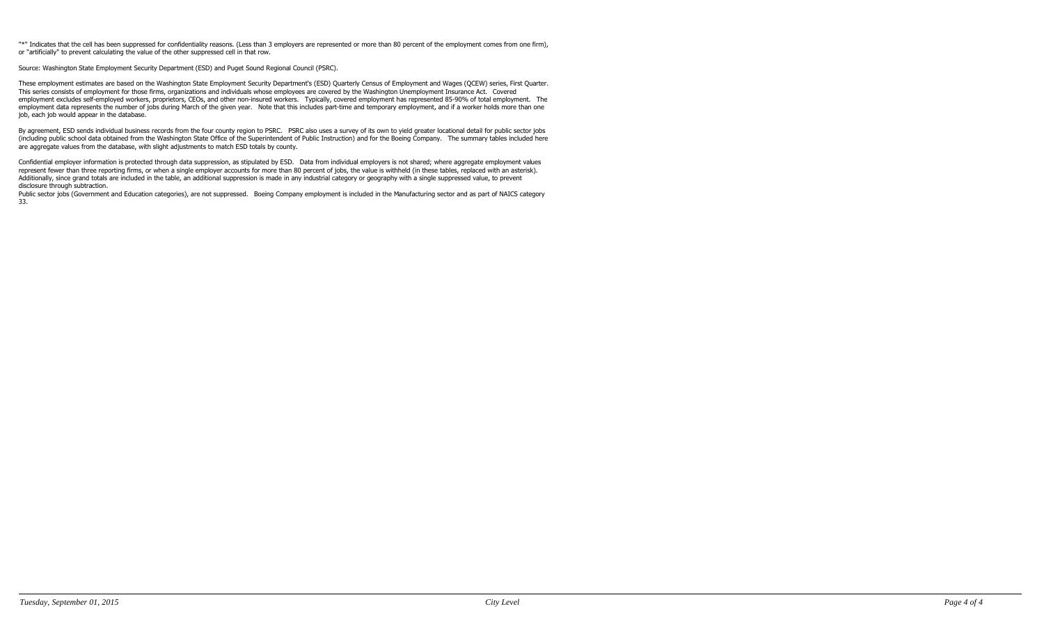"*" Indicates that the cell has been suppressed for confidentiality reasons. (Less than 3 employers are represented or more than 80 percent of the employment comes from one firm), or "artificially" to prevent calculating the value of the other suppressed cell in that row.

Source: Washington State Employment Security Department (ESD) and Puget Sound Regional Council (PSRC).

These employment estimates are based on the Washington State Employment Security Department's (ESD) Quarterly Census of Employment and Wages (QCEW) series, First Quarter. This series consists of employment for those firms, organizations and individuals whose employees are covered by the Washington Unemployment Insurance Act. Covered employment excludes self-employed workers, proprietors, CEOs, and other non-insured workers. Typically, covered employment has represented 85-90% of total employment. The employment data represents the number of jobs during March of the given year. Note that this includes part-time and temporary employment, and if a worker holds more than one job, each job would appear in the database.

By agreement, ESD sends individual business records from the four county region to PSRC. PSRC also uses a survey of its own to yield greater locational detail for public sector jobs (including public school data obtained from the Washington State Office of the Superintendent of Public Instruction) and for the Boeing Company. The summary tables included here are aggregate values from the database, with slight adjustments to match ESD totals by county.

Confidential employer information is protected through data suppression, as stipulated by ESD. Data from individual employers is not shared; where aggregate employment values represent fewer than three reporting firms, or when a single employer accounts for more than 80 percent of jobs, the value is withheld (in these tables, replaced with an asterisk). Additionally, since grand totals are included in the table, an additional suppression is made in any industrial category or geography with a single suppressed value, to prevent disclosure through subtraction.

Public sector jobs (Government and Education categories), are not suppressed. Boeing Company employment is included in the Manufacturing sector and as part of NAICS category 33.